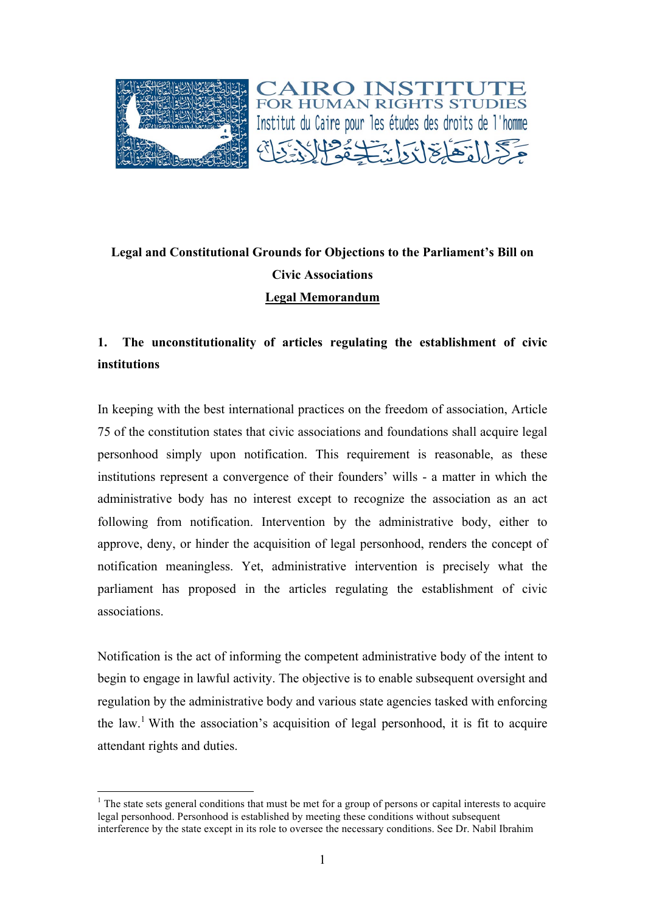CAIRO INSTITUTE
FOR HUMAN RIGHTS STUDIES
Institut du Caire pour les études des droits de l'homme
مركز القاهرة لدراسات حقوق الإنسان

**Legal and Constitutional Grounds for Objections to the Parliament's Bill on Civic Associations**

**<u>Legal Memorandum</u>**

## 1. The unconstitutionality of articles regulating the establishment of civic institutions

In keeping with the best international practices on the freedom of association, Article 75 of the constitution states that civic associations and foundations shall acquire legal personhood simply upon notification. This requirement is reasonable, as these institutions represent a convergence of their founders' wills - a matter in which the administrative body has no interest except to recognize the association as an act following from notification. Intervention by the administrative body, either to approve, deny, or hinder the acquisition of legal personhood, renders the concept of notification meaningless. Yet, administrative intervention is precisely what the parliament has proposed in the articles regulating the establishment of civic associations.

Notification is the act of informing the competent administrative body of the intent to begin to engage in lawful activity. The objective is to enable subsequent oversight and regulation by the administrative body and various state agencies tasked with enforcing the law.[1] With the association's acquisition of legal personhood, it is fit to acquire attendant rights and duties.

---

[1] The state sets general conditions that must be met for a group of persons or capital interests to acquire legal personhood. Personhood is established by meeting these conditions without subsequent interference by the state except in its role to oversee the necessary conditions. See Dr. Nabil Ibrahim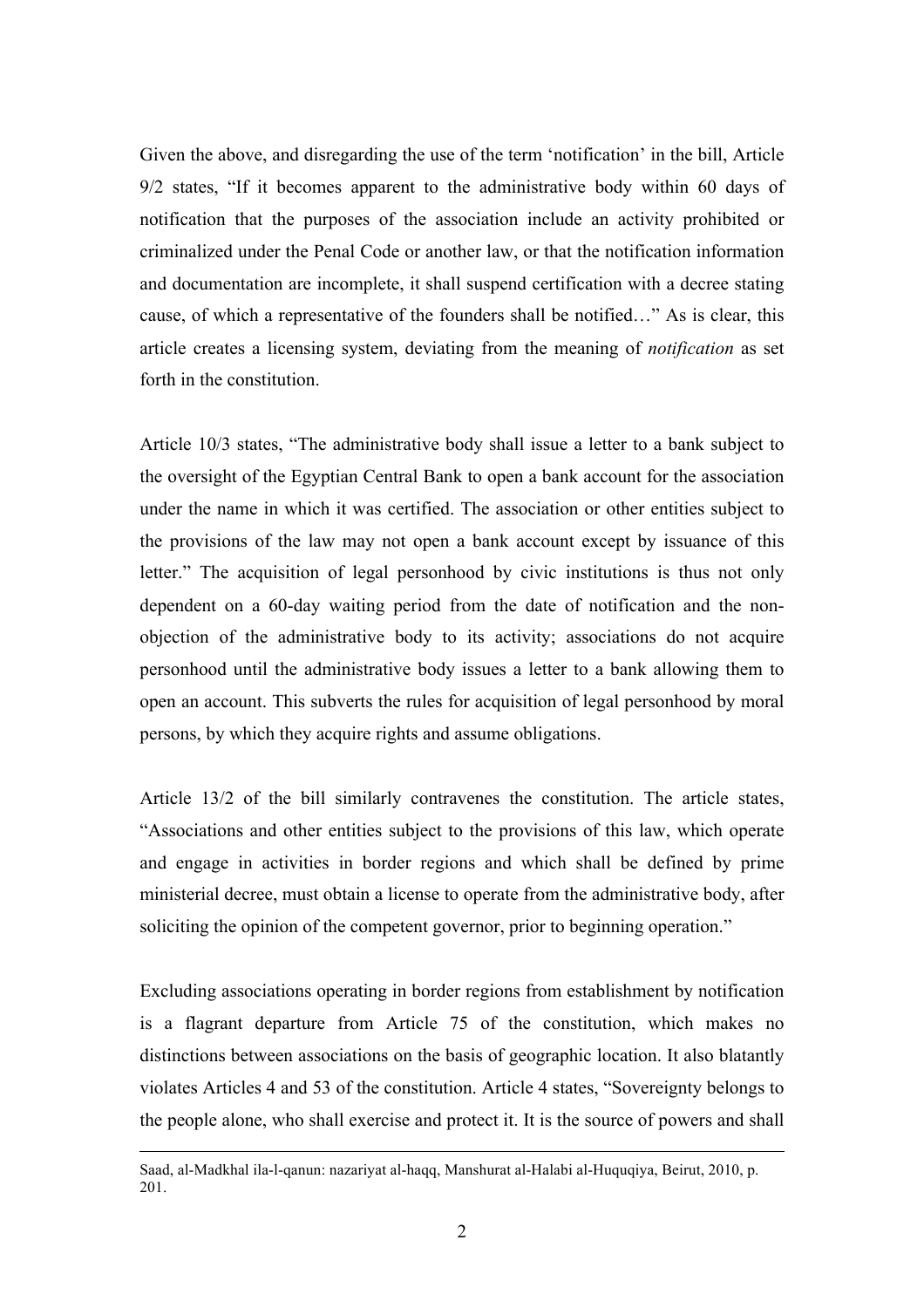Given the above, and disregarding the use of the term 'notification' in the bill, Article 9/2 states, "If it becomes apparent to the administrative body within 60 days of notification that the purposes of the association include an activity prohibited or criminalized under the Penal Code or another law, or that the notification information and documentation are incomplete, it shall suspend certification with a decree stating cause, of which a representative of the founders shall be notified…" As is clear, this article creates a licensing system, deviating from the meaning of *notification* as set forth in the constitution.

Article 10/3 states, "The administrative body shall issue a letter to a bank subject to the oversight of the Egyptian Central Bank to open a bank account for the association under the name in which it was certified. The association or other entities subject to the provisions of the law may not open a bank account except by issuance of this letter." The acquisition of legal personhood by civic institutions is thus not only dependent on a 60-day waiting period from the date of notification and the non-objection of the administrative body to its activity; associations do not acquire personhood until the administrative body issues a letter to a bank allowing them to open an account. This subverts the rules for acquisition of legal personhood by moral persons, by which they acquire rights and assume obligations.

Article 13/2 of the bill similarly contravenes the constitution. The article states, "Associations and other entities subject to the provisions of this law, which operate and engage in activities in border regions and which shall be defined by prime ministerial decree, must obtain a license to operate from the administrative body, after soliciting the opinion of the competent governor, prior to beginning operation."

Excluding associations operating in border regions from establishment by notification is a flagrant departure from Article 75 of the constitution, which makes no distinctions between associations on the basis of geographic location. It also blatantly violates Articles 4 and 53 of the constitution. Article 4 states, "Sovereignty belongs to the people alone, who shall exercise and protect it. It is the source of powers and shall

---

Saad, al-Madkhal ila-l-qanun: nazariyat al-haqq, Manshurat al-Halabi al-Huquqiya, Beirut, 2010, p. 201.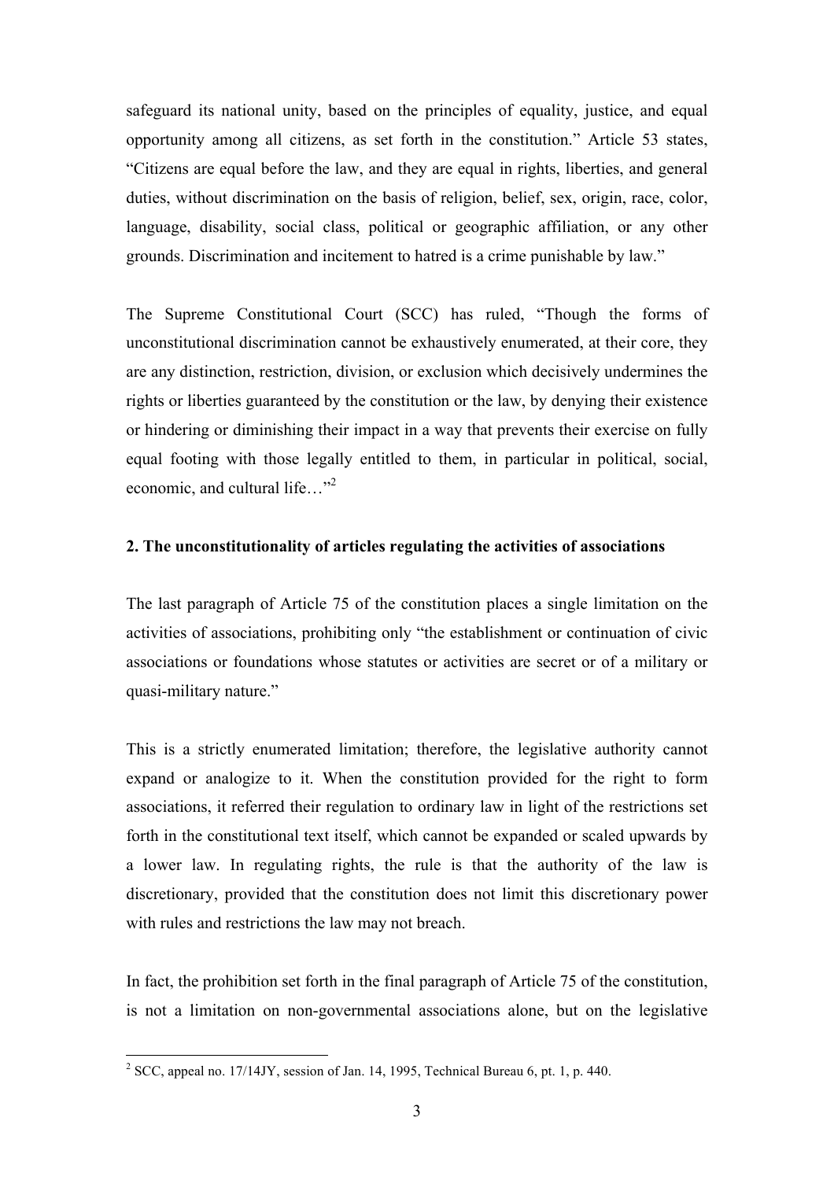safeguard its national unity, based on the principles of equality, justice, and equal opportunity among all citizens, as set forth in the constitution." Article 53 states, "Citizens are equal before the law, and they are equal in rights, liberties, and general duties, without discrimination on the basis of religion, belief, sex, origin, race, color, language, disability, social class, political or geographic affiliation, or any other grounds. Discrimination and incitement to hatred is a crime punishable by law."

The Supreme Constitutional Court (SCC) has ruled, "Though the forms of unconstitutional discrimination cannot be exhaustively enumerated, at their core, they are any distinction, restriction, division, or exclusion which decisively undermines the rights or liberties guaranteed by the constitution or the law, by denying their existence or hindering or diminishing their impact in a way that prevents their exercise on fully equal footing with those legally entitled to them, in particular in political, social, economic, and cultural life…"[2]

**2. The unconstitutionality of articles regulating the activities of associations**

The last paragraph of Article 75 of the constitution places a single limitation on the activities of associations, prohibiting only "the establishment or continuation of civic associations or foundations whose statutes or activities are secret or of a military or quasi-military nature."

This is a strictly enumerated limitation; therefore, the legislative authority cannot expand or analogize to it. When the constitution provided for the right to form associations, it referred their regulation to ordinary law in light of the restrictions set forth in the constitutional text itself, which cannot be expanded or scaled upwards by a lower law. In regulating rights, the rule is that the authority of the law is discretionary, provided that the constitution does not limit this discretionary power with rules and restrictions the law may not breach.

In fact, the prohibition set forth in the final paragraph of Article 75 of the constitution, is not a limitation on non-governmental associations alone, but on the legislative

[2] SCC, appeal no. 17/14JY, session of Jan. 14, 1995, Technical Bureau 6, pt. 1, p. 440.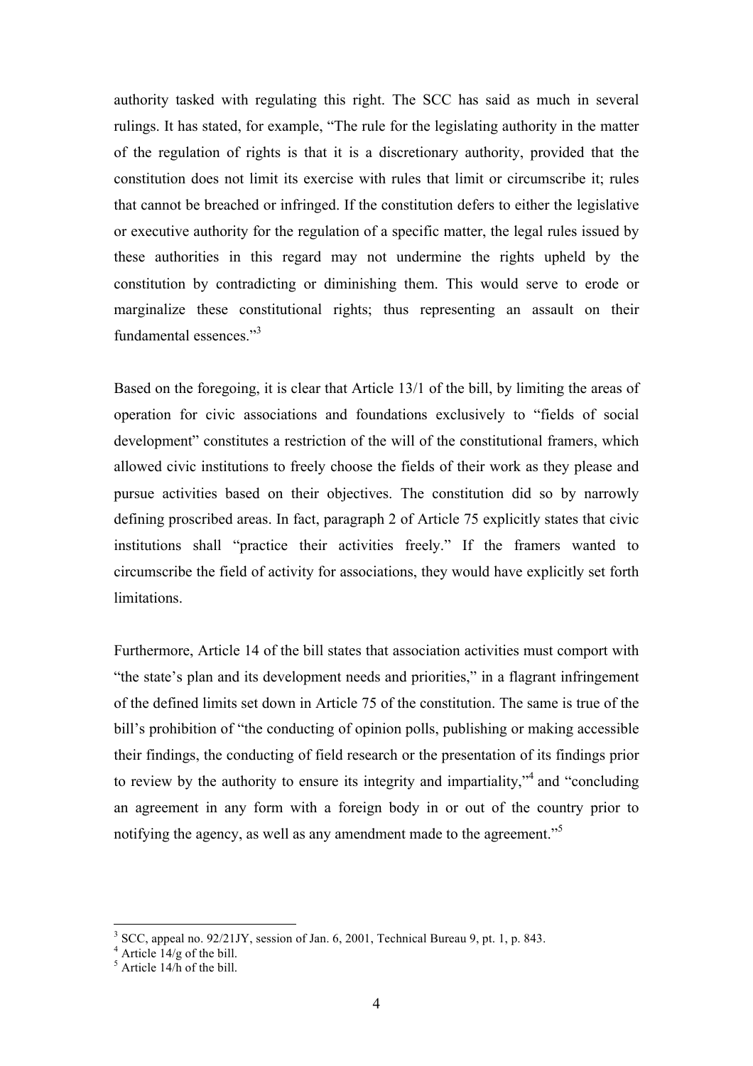authority tasked with regulating this right. The SCC has said as much in several rulings. It has stated, for example, "The rule for the legislating authority in the matter of the regulation of rights is that it is a discretionary authority, provided that the constitution does not limit its exercise with rules that limit or circumscribe it; rules that cannot be breached or infringed. If the constitution defers to either the legislative or executive authority for the regulation of a specific matter, the legal rules issued by these authorities in this regard may not undermine the rights upheld by the constitution by contradicting or diminishing them. This would serve to erode or marginalize these constitutional rights; thus representing an assault on their fundamental essences."[3]

Based on the foregoing, it is clear that Article 13/1 of the bill, by limiting the areas of operation for civic associations and foundations exclusively to "fields of social development" constitutes a restriction of the will of the constitutional framers, which allowed civic institutions to freely choose the fields of their work as they please and pursue activities based on their objectives. The constitution did so by narrowly defining proscribed areas. In fact, paragraph 2 of Article 75 explicitly states that civic institutions shall "practice their activities freely." If the framers wanted to circumscribe the field of activity for associations, they would have explicitly set forth limitations.

Furthermore, Article 14 of the bill states that association activities must comport with "the state's plan and its development needs and priorities," in a flagrant infringement of the defined limits set down in Article 75 of the constitution. The same is true of the bill's prohibition of "the conducting of opinion polls, publishing or making accessible their findings, the conducting of field research or the presentation of its findings prior to review by the authority to ensure its integrity and impartiality,"[4] and "concluding an agreement in any form with a foreign body in or out of the country prior to notifying the agency, as well as any amendment made to the agreement."[5]

---

[3] SCC, appeal no. 92/21JY, session of Jan. 6, 2001, Technical Bureau 9, pt. 1, p. 843.

[4] Article 14/g of the bill.

[5] Article 14/h of the bill.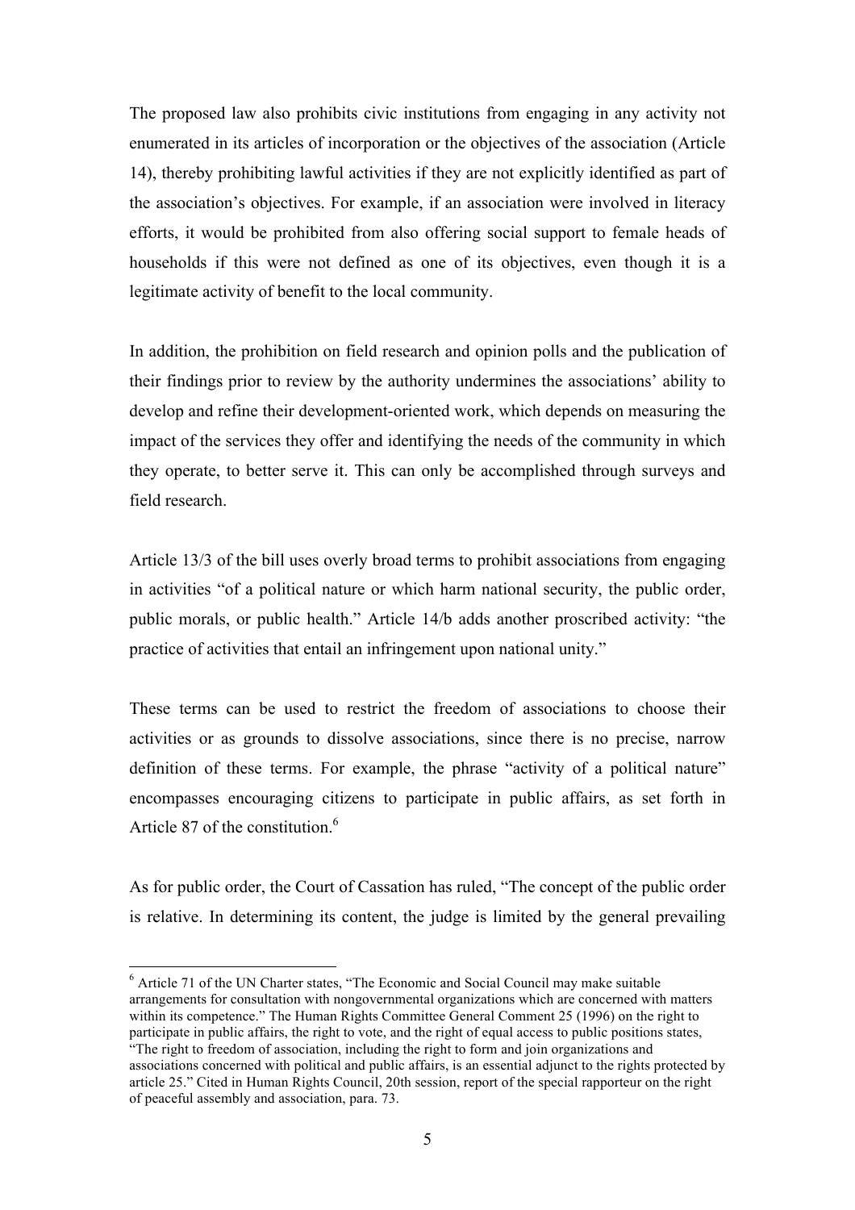The proposed law also prohibits civic institutions from engaging in any activity not enumerated in its articles of incorporation or the objectives of the association (Article 14), thereby prohibiting lawful activities if they are not explicitly identified as part of the association's objectives. For example, if an association were involved in literacy efforts, it would be prohibited from also offering social support to female heads of households if this were not defined as one of its objectives, even though it is a legitimate activity of benefit to the local community.

In addition, the prohibition on field research and opinion polls and the publication of their findings prior to review by the authority undermines the associations' ability to develop and refine their development-oriented work, which depends on measuring the impact of the services they offer and identifying the needs of the community in which they operate, to better serve it. This can only be accomplished through surveys and field research.

Article 13/3 of the bill uses overly broad terms to prohibit associations from engaging in activities "of a political nature or which harm national security, the public order, public morals, or public health." Article 14/b adds another proscribed activity: "the practice of activities that entail an infringement upon national unity."

These terms can be used to restrict the freedom of associations to choose their activities or as grounds to dissolve associations, since there is no precise, narrow definition of these terms. For example, the phrase "activity of a political nature" encompasses encouraging citizens to participate in public affairs, as set forth in Article 87 of the constitution.[6]

As for public order, the Court of Cassation has ruled, "The concept of the public order is relative. In determining its content, the judge is limited by the general prevailing

---

[6] Article 71 of the UN Charter states, "The Economic and Social Council may make suitable arrangements for consultation with nongovernmental organizations which are concerned with matters within its competence." The Human Rights Committee General Comment 25 (1996) on the right to participate in public affairs, the right to vote, and the right of equal access to public positions states, "The right to freedom of association, including the right to form and join organizations and associations concerned with political and public affairs, is an essential adjunct to the rights protected by article 25." Cited in Human Rights Council, 20th session, report of the special rapporteur on the right of peaceful assembly and association, para. 73.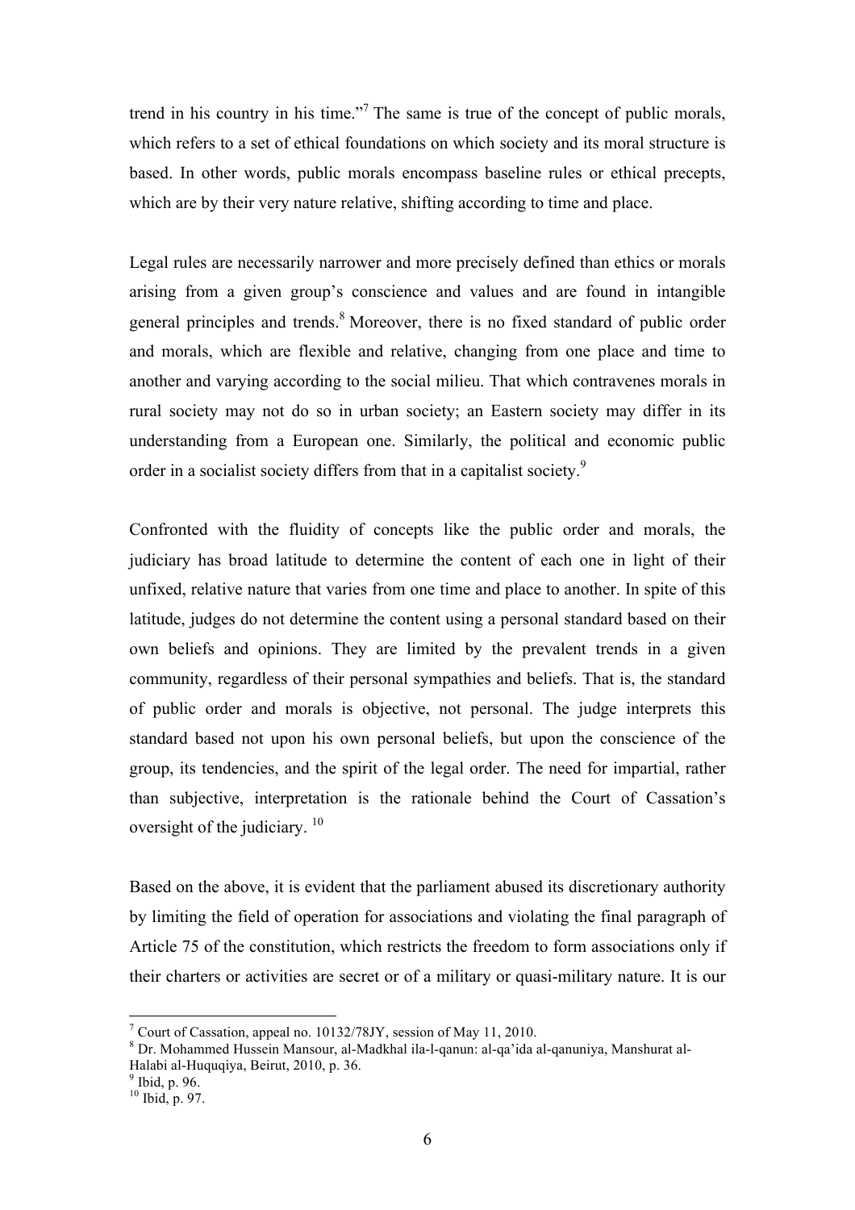trend in his country in his time."[7] The same is true of the concept of public morals, which refers to a set of ethical foundations on which society and its moral structure is based. In other words, public morals encompass baseline rules or ethical precepts, which are by their very nature relative, shifting according to time and place.

Legal rules are necessarily narrower and more precisely defined than ethics or morals arising from a given group's conscience and values and are found in intangible general principles and trends.[8] Moreover, there is no fixed standard of public order and morals, which are flexible and relative, changing from one place and time to another and varying according to the social milieu. That which contravenes morals in rural society may not do so in urban society; an Eastern society may differ in its understanding from a European one. Similarly, the political and economic public order in a socialist society differs from that in a capitalist society.[9]

Confronted with the fluidity of concepts like the public order and morals, the judiciary has broad latitude to determine the content of each one in light of their unfixed, relative nature that varies from one time and place to another. In spite of this latitude, judges do not determine the content using a personal standard based on their own beliefs and opinions. They are limited by the prevalent trends in a given community, regardless of their personal sympathies and beliefs. That is, the standard of public order and morals is objective, not personal. The judge interprets this standard based not upon his own personal beliefs, but upon the conscience of the group, its tendencies, and the spirit of the legal order. The need for impartial, rather than subjective, interpretation is the rationale behind the Court of Cassation's oversight of the judiciary. [10]

Based on the above, it is evident that the parliament abused its discretionary authority by limiting the field of operation for associations and violating the final paragraph of Article 75 of the constitution, which restricts the freedom to form associations only if their charters or activities are secret or of a military or quasi-military nature. It is our

---

[7] Court of Cassation, appeal no. 10132/78JY, session of May 11, 2010.

[8] Dr. Mohammed Hussein Mansour, al-Madkhal ila-l-qanun: al-qa'ida al-qanuniya, Manshurat al-Halabi al-Huquqiya, Beirut, 2010, p. 36.

[9] Ibid, p. 96.

[10] Ibid, p. 97.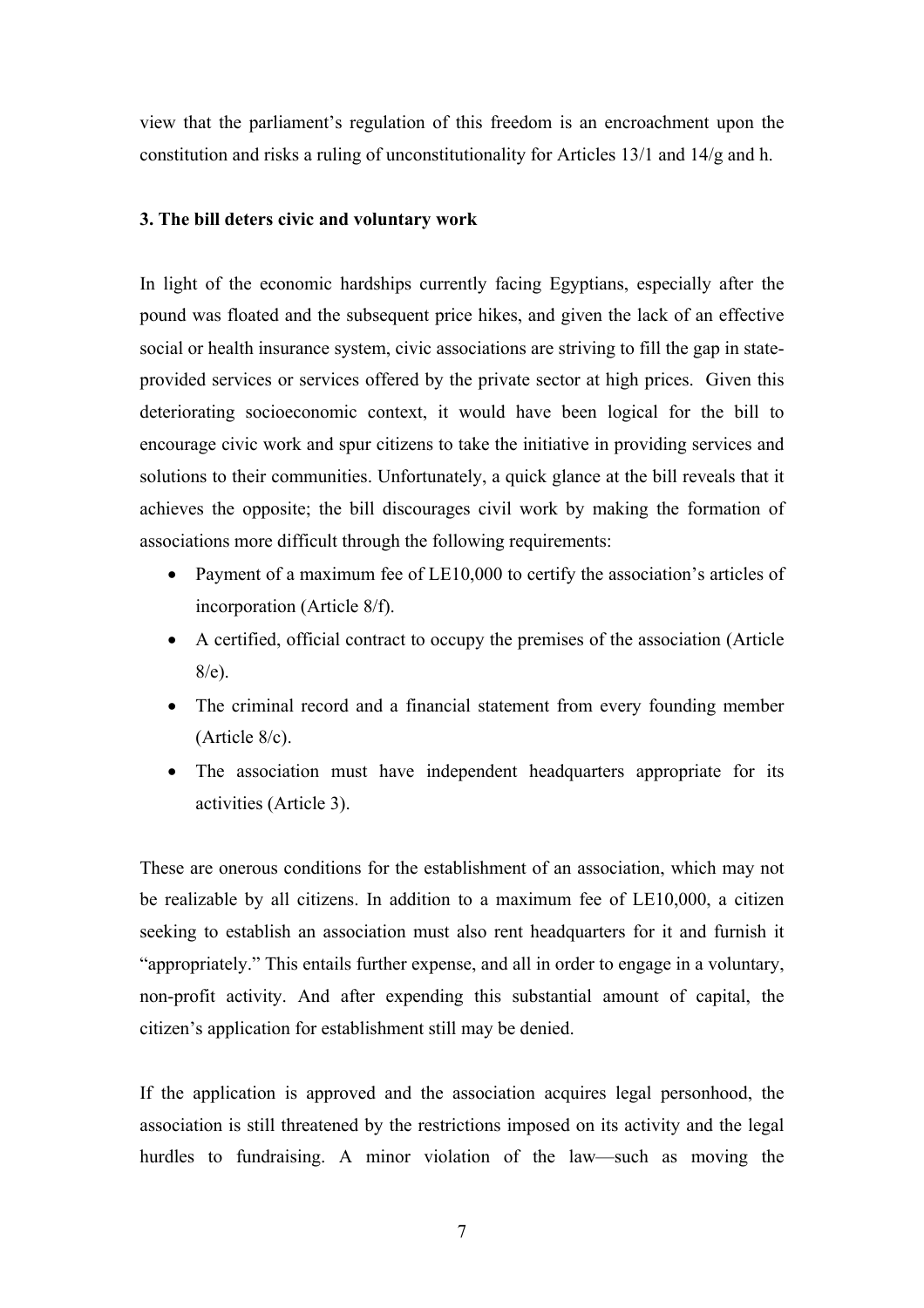view that the parliament's regulation of this freedom is an encroachment upon the constitution and risks a ruling of unconstitutionality for Articles 13/1 and 14/g and h.

**3. The bill deters civic and voluntary work**

In light of the economic hardships currently facing Egyptians, especially after the pound was floated and the subsequent price hikes, and given the lack of an effective social or health insurance system, civic associations are striving to fill the gap in state-provided services or services offered by the private sector at high prices. Given this deteriorating socioeconomic context, it would have been logical for the bill to encourage civic work and spur citizens to take the initiative in providing services and solutions to their communities. Unfortunately, a quick glance at the bill reveals that it achieves the opposite; the bill discourages civil work by making the formation of associations more difficult through the following requirements:

- Payment of a maximum fee of LE10,000 to certify the association's articles of incorporation (Article 8/f).
- A certified, official contract to occupy the premises of the association (Article 8/e).
- The criminal record and a financial statement from every founding member (Article 8/c).
- The association must have independent headquarters appropriate for its activities (Article 3).

These are onerous conditions for the establishment of an association, which may not be realizable by all citizens. In addition to a maximum fee of LE10,000, a citizen seeking to establish an association must also rent headquarters for it and furnish it "appropriately." This entails further expense, and all in order to engage in a voluntary, non-profit activity. And after expending this substantial amount of capital, the citizen's application for establishment still may be denied.

If the application is approved and the association acquires legal personhood, the association is still threatened by the restrictions imposed on its activity and the legal hurdles to fundraising. A minor violation of the law—such as moving the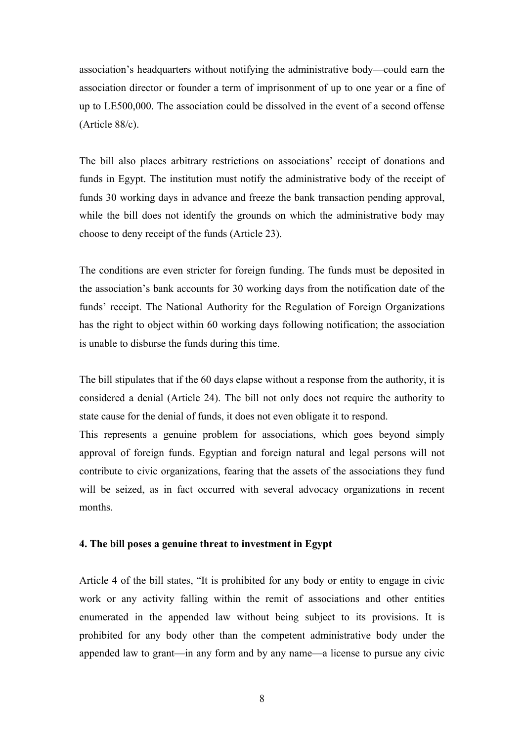association's headquarters without notifying the administrative body—could earn the association director or founder a term of imprisonment of up to one year or a fine of up to LE500,000. The association could be dissolved in the event of a second offense (Article 88/c).

The bill also places arbitrary restrictions on associations' receipt of donations and funds in Egypt. The institution must notify the administrative body of the receipt of funds 30 working days in advance and freeze the bank transaction pending approval, while the bill does not identify the grounds on which the administrative body may choose to deny receipt of the funds (Article 23).

The conditions are even stricter for foreign funding. The funds must be deposited in the association's bank accounts for 30 working days from the notification date of the funds' receipt. The National Authority for the Regulation of Foreign Organizations has the right to object within 60 working days following notification; the association is unable to disburse the funds during this time.

The bill stipulates that if the 60 days elapse without a response from the authority, it is considered a denial (Article 24). The bill not only does not require the authority to state cause for the denial of funds, it does not even obligate it to respond.

This represents a genuine problem for associations, which goes beyond simply approval of foreign funds. Egyptian and foreign natural and legal persons will not contribute to civic organizations, fearing that the assets of the associations they fund will be seized, as in fact occurred with several advocacy organizations in recent months.

**4. The bill poses a genuine threat to investment in Egypt**

Article 4 of the bill states, "It is prohibited for any body or entity to engage in civic work or any activity falling within the remit of associations and other entities enumerated in the appended law without being subject to its provisions. It is prohibited for any body other than the competent administrative body under the appended law to grant—in any form and by any name—a license to pursue any civic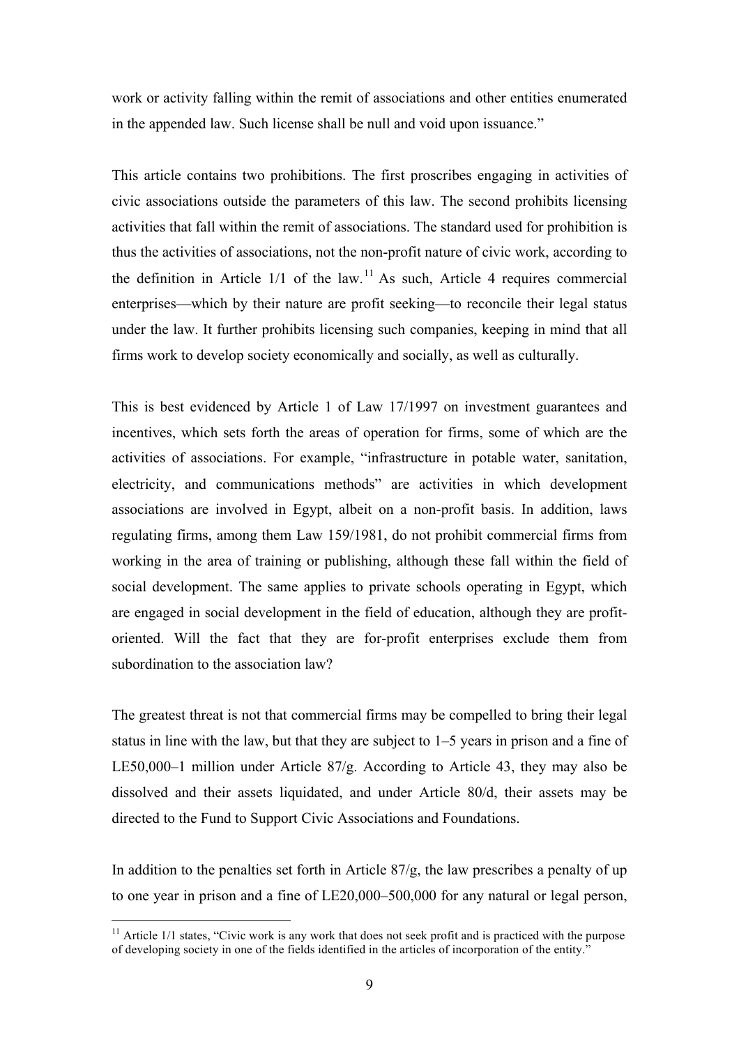work or activity falling within the remit of associations and other entities enumerated in the appended law. Such license shall be null and void upon issuance."

This article contains two prohibitions. The first proscribes engaging in activities of civic associations outside the parameters of this law. The second prohibits licensing activities that fall within the remit of associations. The standard used for prohibition is thus the activities of associations, not the non-profit nature of civic work, according to the definition in Article 1/1 of the law.[11] As such, Article 4 requires commercial enterprises—which by their nature are profit seeking—to reconcile their legal status under the law. It further prohibits licensing such companies, keeping in mind that all firms work to develop society economically and socially, as well as culturally.

This is best evidenced by Article 1 of Law 17/1997 on investment guarantees and incentives, which sets forth the areas of operation for firms, some of which are the activities of associations. For example, "infrastructure in potable water, sanitation, electricity, and communications methods" are activities in which development associations are involved in Egypt, albeit on a non-profit basis. In addition, laws regulating firms, among them Law 159/1981, do not prohibit commercial firms from working in the area of training or publishing, although these fall within the field of social development. The same applies to private schools operating in Egypt, which are engaged in social development in the field of education, although they are profit-oriented. Will the fact that they are for-profit enterprises exclude them from subordination to the association law?

The greatest threat is not that commercial firms may be compelled to bring their legal status in line with the law, but that they are subject to 1–5 years in prison and a fine of LE50,000–1 million under Article 87/g. According to Article 43, they may also be dissolved and their assets liquidated, and under Article 80/d, their assets may be directed to the Fund to Support Civic Associations and Foundations.

In addition to the penalties set forth in Article 87/g, the law prescribes a penalty of up to one year in prison and a fine of LE20,000–500,000 for any natural or legal person,

[11] Article 1/1 states, "Civic work is any work that does not seek profit and is practiced with the purpose of developing society in one of the fields identified in the articles of incorporation of the entity."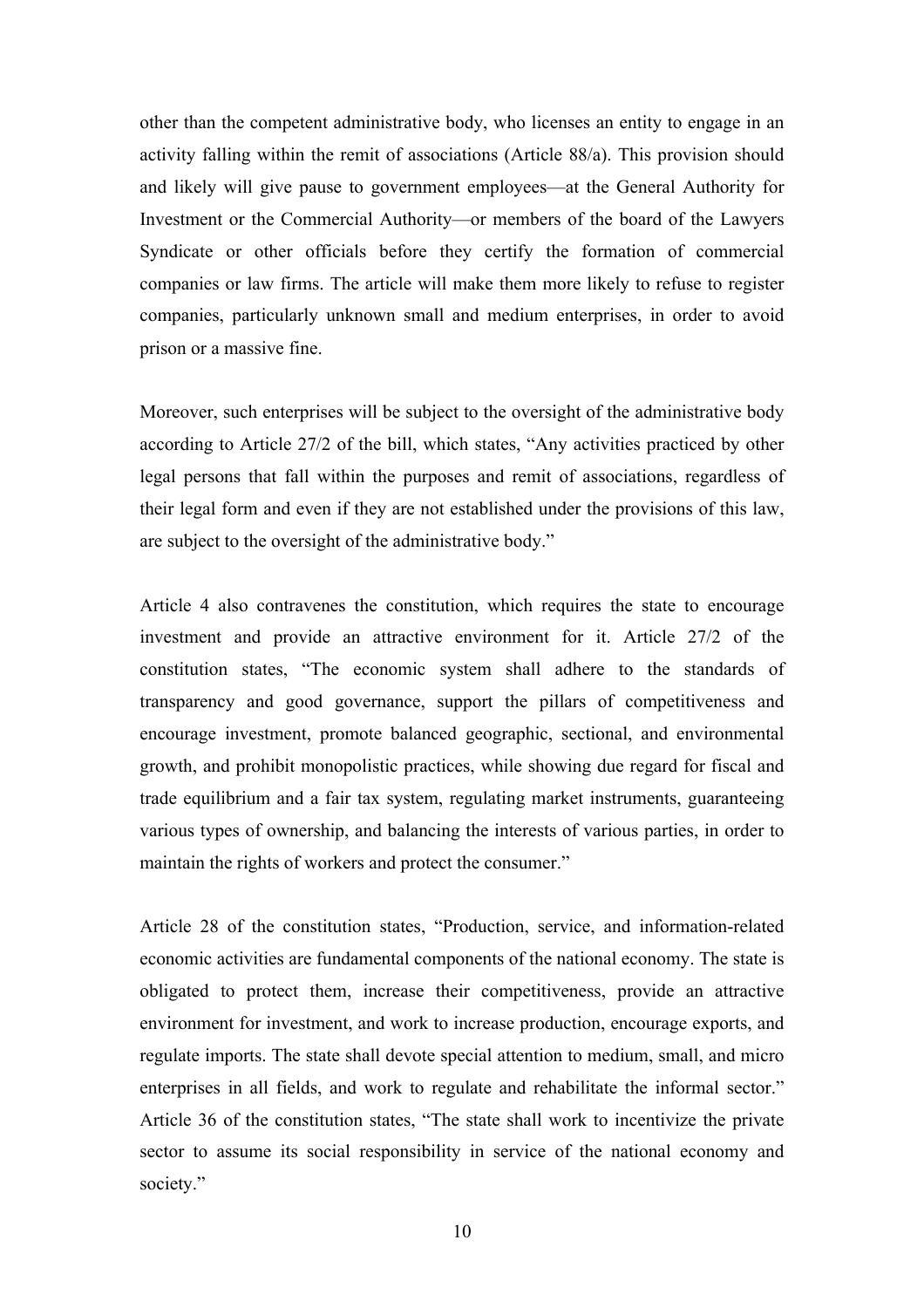other than the competent administrative body, who licenses an entity to engage in an activity falling within the remit of associations (Article 88/a). This provision should and likely will give pause to government employees—at the General Authority for Investment or the Commercial Authority—or members of the board of the Lawyers Syndicate or other officials before they certify the formation of commercial companies or law firms. The article will make them more likely to refuse to register companies, particularly unknown small and medium enterprises, in order to avoid prison or a massive fine.

Moreover, such enterprises will be subject to the oversight of the administrative body according to Article 27/2 of the bill, which states, "Any activities practiced by other legal persons that fall within the purposes and remit of associations, regardless of their legal form and even if they are not established under the provisions of this law, are subject to the oversight of the administrative body."

Article 4 also contravenes the constitution, which requires the state to encourage investment and provide an attractive environment for it. Article 27/2 of the constitution states, "The economic system shall adhere to the standards of transparency and good governance, support the pillars of competitiveness and encourage investment, promote balanced geographic, sectional, and environmental growth, and prohibit monopolistic practices, while showing due regard for fiscal and trade equilibrium and a fair tax system, regulating market instruments, guaranteeing various types of ownership, and balancing the interests of various parties, in order to maintain the rights of workers and protect the consumer."

Article 28 of the constitution states, "Production, service, and information-related economic activities are fundamental components of the national economy. The state is obligated to protect them, increase their competitiveness, provide an attractive environment for investment, and work to increase production, encourage exports, and regulate imports. The state shall devote special attention to medium, small, and micro enterprises in all fields, and work to regulate and rehabilitate the informal sector." Article 36 of the constitution states, "The state shall work to incentivize the private sector to assume its social responsibility in service of the national economy and society."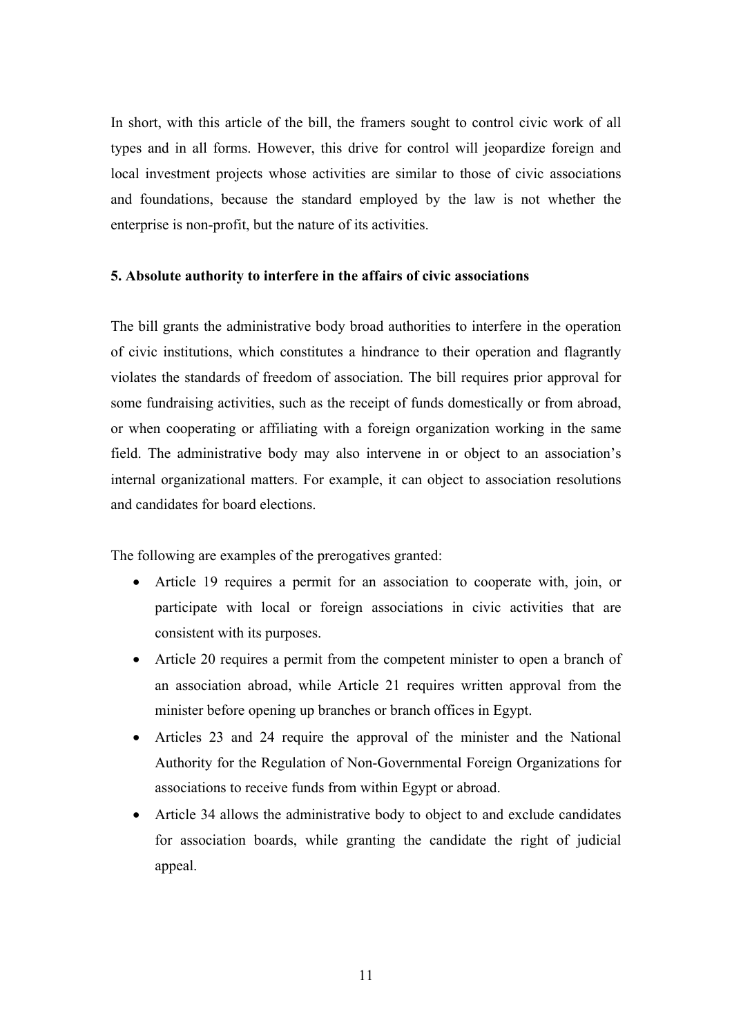In short, with this article of the bill, the framers sought to control civic work of all types and in all forms. However, this drive for control will jeopardize foreign and local investment projects whose activities are similar to those of civic associations and foundations, because the standard employed by the law is not whether the enterprise is non-profit, but the nature of its activities.

**5. Absolute authority to interfere in the affairs of civic associations**

The bill grants the administrative body broad authorities to interfere in the operation of civic institutions, which constitutes a hindrance to their operation and flagrantly violates the standards of freedom of association. The bill requires prior approval for some fundraising activities, such as the receipt of funds domestically or from abroad, or when cooperating or affiliating with a foreign organization working in the same field. The administrative body may also intervene in or object to an association's internal organizational matters. For example, it can object to association resolutions and candidates for board elections.

The following are examples of the prerogatives granted:

- Article 19 requires a permit for an association to cooperate with, join, or participate with local or foreign associations in civic activities that are consistent with its purposes.
- Article 20 requires a permit from the competent minister to open a branch of an association abroad, while Article 21 requires written approval from the minister before opening up branches or branch offices in Egypt.
- Articles 23 and 24 require the approval of the minister and the National Authority for the Regulation of Non-Governmental Foreign Organizations for associations to receive funds from within Egypt or abroad.
- Article 34 allows the administrative body to object to and exclude candidates for association boards, while granting the candidate the right of judicial appeal.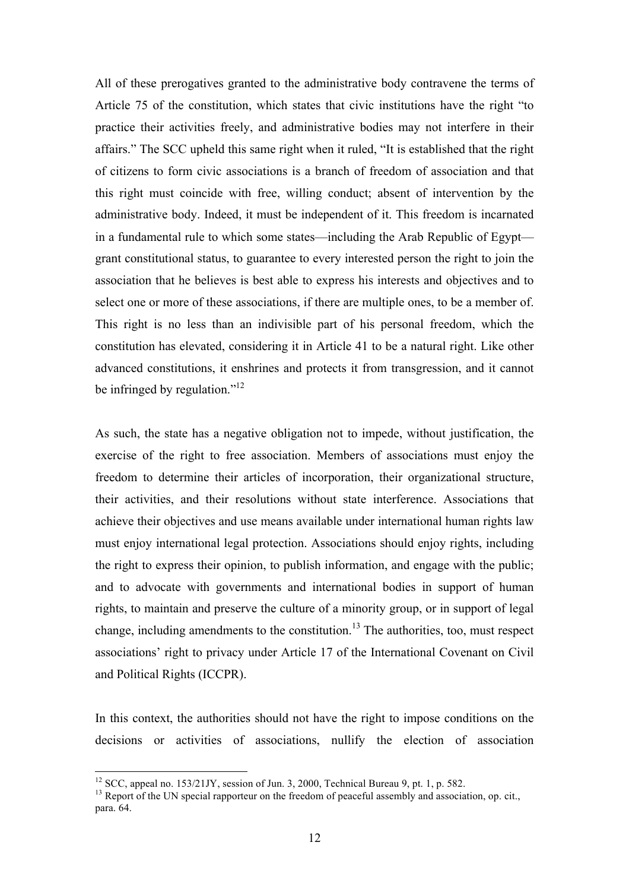All of these prerogatives granted to the administrative body contravene the terms of Article 75 of the constitution, which states that civic institutions have the right "to practice their activities freely, and administrative bodies may not interfere in their affairs." The SCC upheld this same right when it ruled, "It is established that the right of citizens to form civic associations is a branch of freedom of association and that this right must coincide with free, willing conduct; absent of intervention by the administrative body. Indeed, it must be independent of it. This freedom is incarnated in a fundamental rule to which some states—including the Arab Republic of Egypt—grant constitutional status, to guarantee to every interested person the right to join the association that he believes is best able to express his interests and objectives and to select one or more of these associations, if there are multiple ones, to be a member of. This right is no less than an indivisible part of his personal freedom, which the constitution has elevated, considering it in Article 41 to be a natural right. Like other advanced constitutions, it enshrines and protects it from transgression, and it cannot be infringed by regulation."[12]

As such, the state has a negative obligation not to impede, without justification, the exercise of the right to free association. Members of associations must enjoy the freedom to determine their articles of incorporation, their organizational structure, their activities, and their resolutions without state interference. Associations that achieve their objectives and use means available under international human rights law must enjoy international legal protection. Associations should enjoy rights, including the right to express their opinion, to publish information, and engage with the public; and to advocate with governments and international bodies in support of human rights, to maintain and preserve the culture of a minority group, or in support of legal change, including amendments to the constitution.[13] The authorities, too, must respect associations' right to privacy under Article 17 of the International Covenant on Civil and Political Rights (ICCPR).

In this context, the authorities should not have the right to impose conditions on the decisions or activities of associations, nullify the election of association

---

[12] SCC, appeal no. 153/21JY, session of Jun. 3, 2000, Technical Bureau 9, pt. 1, p. 582.

[13] Report of the UN special rapporteur on the freedom of peaceful assembly and association, op. cit., para. 64.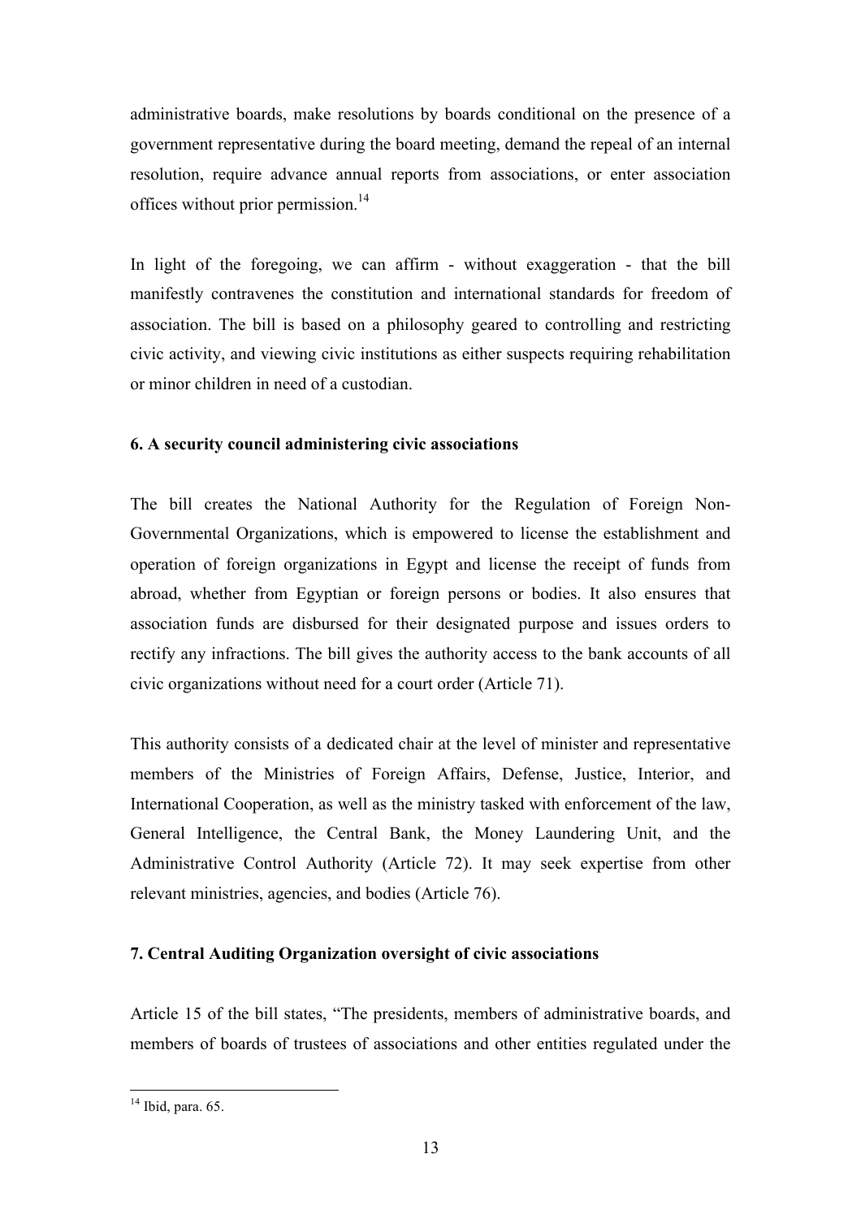administrative boards, make resolutions by boards conditional on the presence of a government representative during the board meeting, demand the repeal of an internal resolution, require advance annual reports from associations, or enter association offices without prior permission.[14]

In light of the foregoing, we can affirm - without exaggeration - that the bill manifestly contravenes the constitution and international standards for freedom of association. The bill is based on a philosophy geared to controlling and restricting civic activity, and viewing civic institutions as either suspects requiring rehabilitation or minor children in need of a custodian.

**6. A security council administering civic associations**

The bill creates the National Authority for the Regulation of Foreign Non-Governmental Organizations, which is empowered to license the establishment and operation of foreign organizations in Egypt and license the receipt of funds from abroad, whether from Egyptian or foreign persons or bodies. It also ensures that association funds are disbursed for their designated purpose and issues orders to rectify any infractions. The bill gives the authority access to the bank accounts of all civic organizations without need for a court order (Article 71).

This authority consists of a dedicated chair at the level of minister and representative members of the Ministries of Foreign Affairs, Defense, Justice, Interior, and International Cooperation, as well as the ministry tasked with enforcement of the law, General Intelligence, the Central Bank, the Money Laundering Unit, and the Administrative Control Authority (Article 72). It may seek expertise from other relevant ministries, agencies, and bodies (Article 76).

**7. Central Auditing Organization oversight of civic associations**

Article 15 of the bill states, "The presidents, members of administrative boards, and members of boards of trustees of associations and other entities regulated under the

[14] Ibid, para. 65.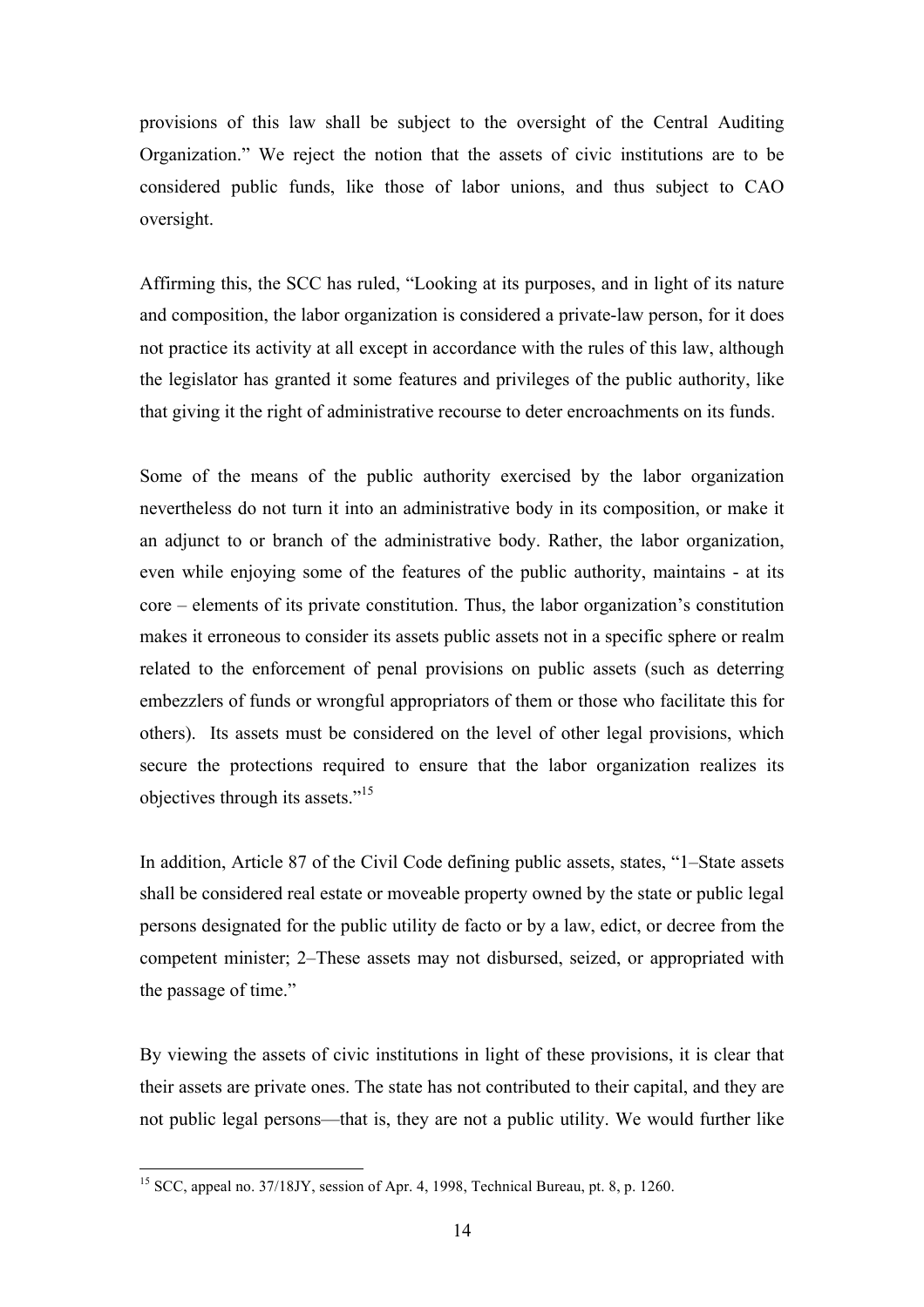provisions of this law shall be subject to the oversight of the Central Auditing Organization." We reject the notion that the assets of civic institutions are to be considered public funds, like those of labor unions, and thus subject to CAO oversight.

Affirming this, the SCC has ruled, "Looking at its purposes, and in light of its nature and composition, the labor organization is considered a private-law person, for it does not practice its activity at all except in accordance with the rules of this law, although the legislator has granted it some features and privileges of the public authority, like that giving it the right of administrative recourse to deter encroachments on its funds.

Some of the means of the public authority exercised by the labor organization nevertheless do not turn it into an administrative body in its composition, or make it an adjunct to or branch of the administrative body. Rather, the labor organization, even while enjoying some of the features of the public authority, maintains - at its core – elements of its private constitution. Thus, the labor organization's constitution makes it erroneous to consider its assets public assets not in a specific sphere or realm related to the enforcement of penal provisions on public assets (such as deterring embezzlers of funds or wrongful appropriators of them or those who facilitate this for others). Its assets must be considered on the level of other legal provisions, which secure the protections required to ensure that the labor organization realizes its objectives through its assets."[15]

In addition, Article 87 of the Civil Code defining public assets, states, "1–State assets shall be considered real estate or moveable property owned by the state or public legal persons designated for the public utility de facto or by a law, edict, or decree from the competent minister; 2–These assets may not disbursed, seized, or appropriated with the passage of time."

By viewing the assets of civic institutions in light of these provisions, it is clear that their assets are private ones. The state has not contributed to their capital, and they are not public legal persons—that is, they are not a public utility. We would further like

---

[15] SCC, appeal no. 37/18JY, session of Apr. 4, 1998, Technical Bureau, pt. 8, p. 1260.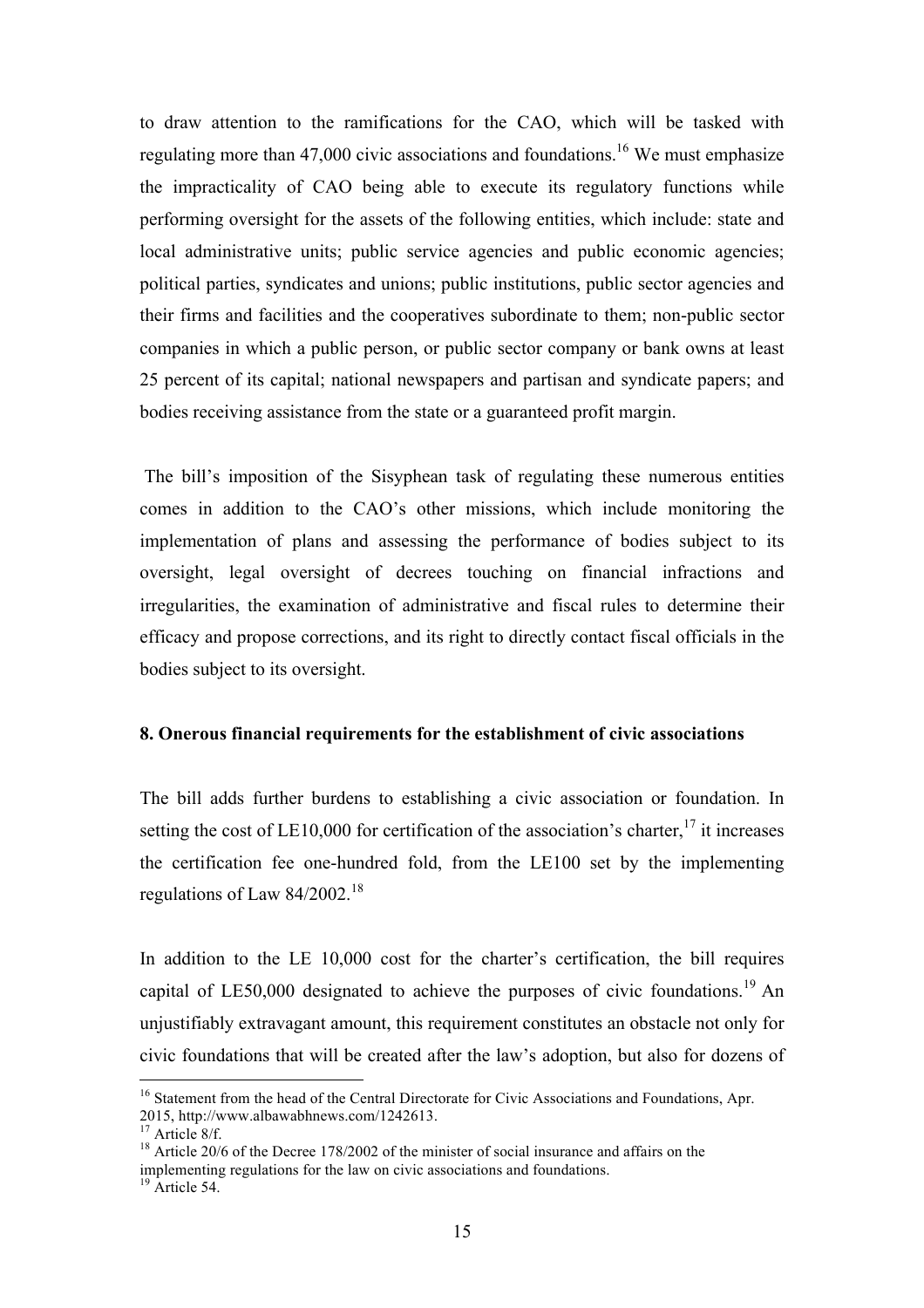to draw attention to the ramifications for the CAO, which will be tasked with regulating more than 47,000 civic associations and foundations.[16] We must emphasize the impracticality of CAO being able to execute its regulatory functions while performing oversight for the assets of the following entities, which include: state and local administrative units; public service agencies and public economic agencies; political parties, syndicates and unions; public institutions, public sector agencies and their firms and facilities and the cooperatives subordinate to them; non-public sector companies in which a public person, or public sector company or bank owns at least 25 percent of its capital; national newspapers and partisan and syndicate papers; and bodies receiving assistance from the state or a guaranteed profit margin.

The bill's imposition of the Sisyphean task of regulating these numerous entities comes in addition to the CAO's other missions, which include monitoring the implementation of plans and assessing the performance of bodies subject to its oversight, legal oversight of decrees touching on financial infractions and irregularities, the examination of administrative and fiscal rules to determine their efficacy and propose corrections, and its right to directly contact fiscal officials in the bodies subject to its oversight.

**8. Onerous financial requirements for the establishment of civic associations**

The bill adds further burdens to establishing a civic association or foundation. In setting the cost of LE10,000 for certification of the association's charter,[17] it increases the certification fee one-hundred fold, from the LE100 set by the implementing regulations of Law 84/2002.[18]

In addition to the LE 10,000 cost for the charter's certification, the bill requires capital of LE50,000 designated to achieve the purposes of civic foundations.[19] An unjustifiably extravagant amount, this requirement constitutes an obstacle not only for civic foundations that will be created after the law's adoption, but also for dozens of

[16] Statement from the head of the Central Directorate for Civic Associations and Foundations, Apr. 2015, http://www.albawabhnews.com/1242613.

[17] Article 8/f.

[18] Article 20/6 of the Decree 178/2002 of the minister of social insurance and affairs on the implementing regulations for the law on civic associations and foundations.

[19] Article 54.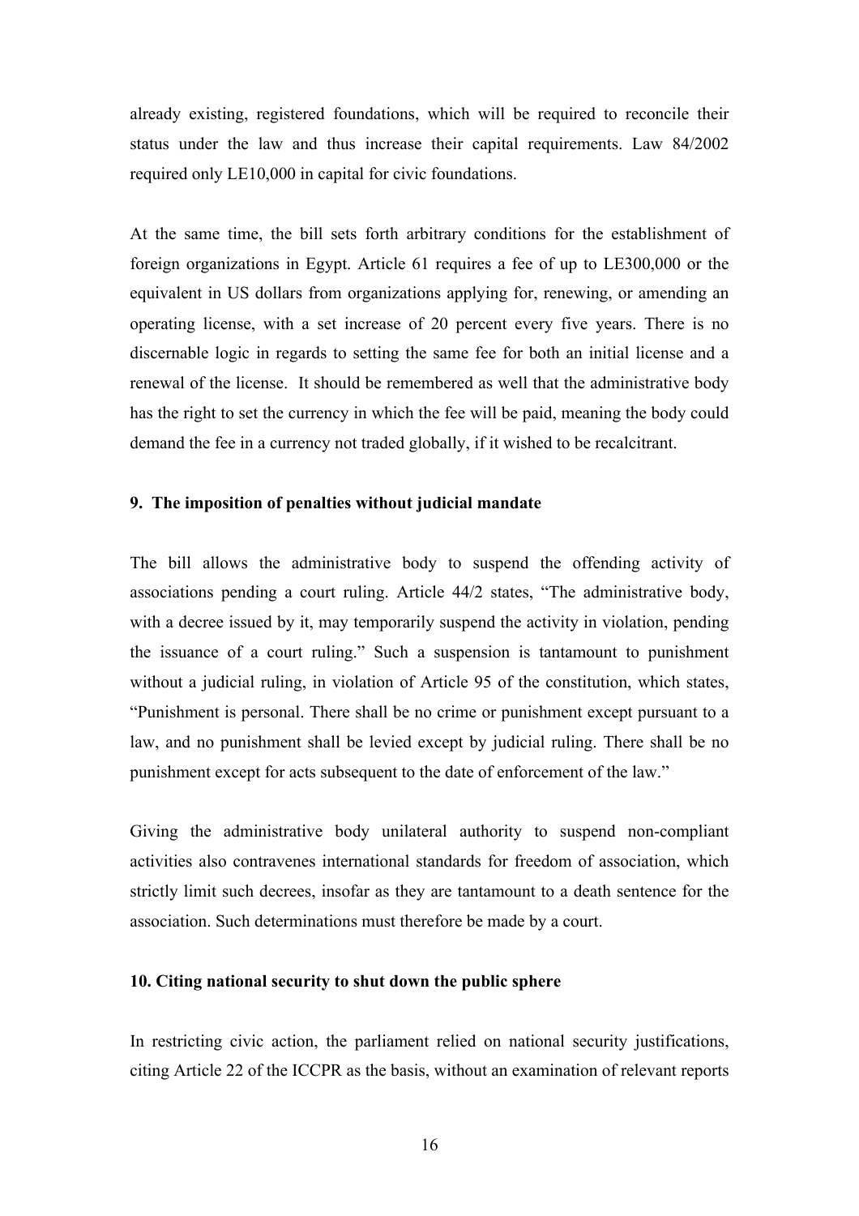already existing, registered foundations, which will be required to reconcile their status under the law and thus increase their capital requirements. Law 84/2002 required only LE10,000 in capital for civic foundations.

At the same time, the bill sets forth arbitrary conditions for the establishment of foreign organizations in Egypt. Article 61 requires a fee of up to LE300,000 or the equivalent in US dollars from organizations applying for, renewing, or amending an operating license, with a set increase of 20 percent every five years. There is no discernable logic in regards to setting the same fee for both an initial license and a renewal of the license. It should be remembered as well that the administrative body has the right to set the currency in which the fee will be paid, meaning the body could demand the fee in a currency not traded globally, if it wished to be recalcitrant.

**9. The imposition of penalties without judicial mandate**

The bill allows the administrative body to suspend the offending activity of associations pending a court ruling. Article 44/2 states, "The administrative body, with a decree issued by it, may temporarily suspend the activity in violation, pending the issuance of a court ruling." Such a suspension is tantamount to punishment without a judicial ruling, in violation of Article 95 of the constitution, which states, "Punishment is personal. There shall be no crime or punishment except pursuant to a law, and no punishment shall be levied except by judicial ruling. There shall be no punishment except for acts subsequent to the date of enforcement of the law."

Giving the administrative body unilateral authority to suspend non-compliant activities also contravenes international standards for freedom of association, which strictly limit such decrees, insofar as they are tantamount to a death sentence for the association. Such determinations must therefore be made by a court.

**10. Citing national security to shut down the public sphere**

In restricting civic action, the parliament relied on national security justifications, citing Article 22 of the ICCPR as the basis, without an examination of relevant reports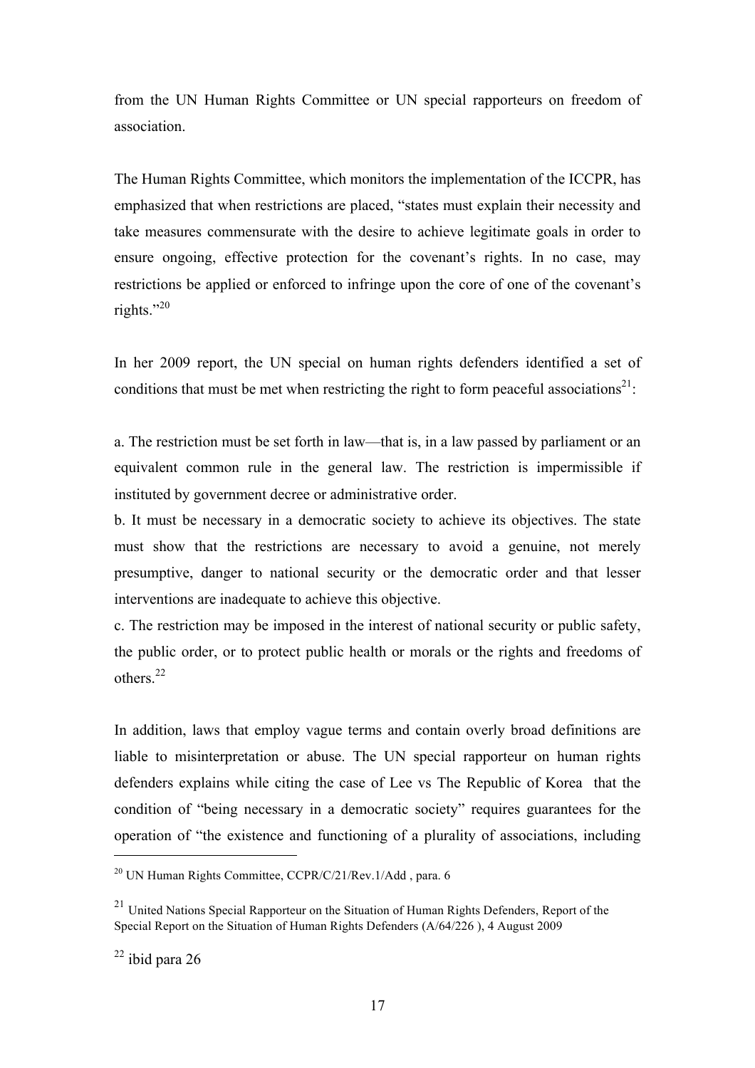from the UN Human Rights Committee or UN special rapporteurs on freedom of association.

The Human Rights Committee, which monitors the implementation of the ICCPR, has emphasized that when restrictions are placed, "states must explain their necessity and take measures commensurate with the desire to achieve legitimate goals in order to ensure ongoing, effective protection for the covenant's rights. In no case, may restrictions be applied or enforced to infringe upon the core of one of the covenant's rights."[20]

In her 2009 report, the UN special on human rights defenders identified a set of conditions that must be met when restricting the right to form peaceful associations[21]:

a. The restriction must be set forth in law—that is, in a law passed by parliament or an equivalent common rule in the general law. The restriction is impermissible if instituted by government decree or administrative order.
b. It must be necessary in a democratic society to achieve its objectives. The state must show that the restrictions are necessary to avoid a genuine, not merely presumptive, danger to national security or the democratic order and that lesser interventions are inadequate to achieve this objective.
c. The restriction may be imposed in the interest of national security or public safety, the public order, or to protect public health or morals or the rights and freedoms of others.[22]

In addition, laws that employ vague terms and contain overly broad definitions are liable to misinterpretation or abuse. The UN special rapporteur on human rights defenders explains while citing the case of Lee vs The Republic of Korea that the condition of "being necessary in a democratic society" requires guarantees for the operation of "the existence and functioning of a plurality of associations, including

---

[20] UN Human Rights Committee, CCPR/C/21/Rev.1/Add , para. 6

[21] United Nations Special Rapporteur on the Situation of Human Rights Defenders, Report of the Special Report on the Situation of Human Rights Defenders (A/64/226 ), 4 August 2009

[22] ibid para 26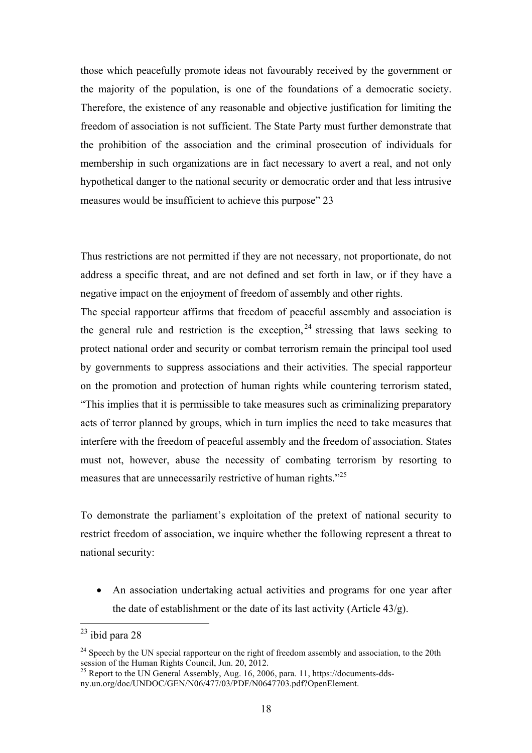those which peacefully promote ideas not favourably received by the government or the majority of the population, is one of the foundations of a democratic society. Therefore, the existence of any reasonable and objective justification for limiting the freedom of association is not sufficient. The State Party must further demonstrate that the prohibition of the association and the criminal prosecution of individuals for membership in such organizations are in fact necessary to avert a real, and not only hypothetical danger to the national security or democratic order and that less intrusive measures would be insufficient to achieve this purpose" 23

Thus restrictions are not permitted if they are not necessary, not proportionate, do not address a specific threat, and are not defined and set forth in law, or if they have a negative impact on the enjoyment of freedom of assembly and other rights.

The special rapporteur affirms that freedom of peaceful assembly and association is the general rule and restriction is the exception,[24] stressing that laws seeking to protect national order and security or combat terrorism remain the principal tool used by governments to suppress associations and their activities. The special rapporteur on the promotion and protection of human rights while countering terrorism stated, "This implies that it is permissible to take measures such as criminalizing preparatory acts of terror planned by groups, which in turn implies the need to take measures that interfere with the freedom of peaceful assembly and the freedom of association. States must not, however, abuse the necessity of combating terrorism by resorting to measures that are unnecessarily restrictive of human rights."[25]

To demonstrate the parliament's exploitation of the pretext of national security to restrict freedom of association, we inquire whether the following represent a threat to national security:

- An association undertaking actual activities and programs for one year after the date of establishment or the date of its last activity (Article 43/g).

---

[23] ibid para 28

[24] Speech by the UN special rapporteur on the right of freedom assembly and association, to the 20th session of the Human Rights Council, Jun. 20, 2012.

[25] Report to the UN General Assembly, Aug. 16, 2006, para. 11, https://documents-dds-ny.un.org/doc/UNDOC/GEN/N06/477/03/PDF/N0647703.pdf?OpenElement.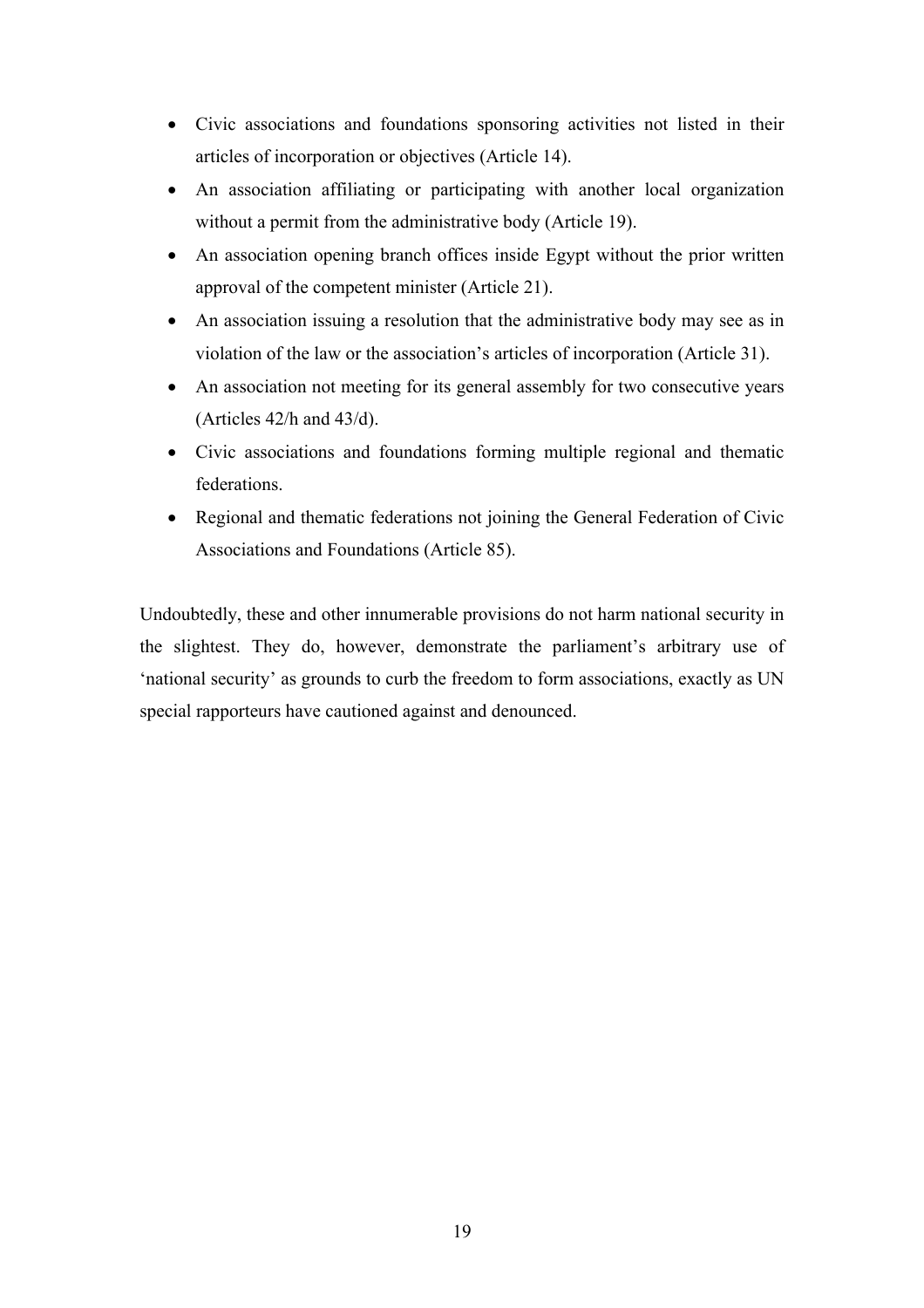- Civic associations and foundations sponsoring activities not listed in their articles of incorporation or objectives (Article 14).
- An association affiliating or participating with another local organization without a permit from the administrative body (Article 19).
- An association opening branch offices inside Egypt without the prior written approval of the competent minister (Article 21).
- An association issuing a resolution that the administrative body may see as in violation of the law or the association's articles of incorporation (Article 31).
- An association not meeting for its general assembly for two consecutive years (Articles 42/h and 43/d).
- Civic associations and foundations forming multiple regional and thematic federations.
- Regional and thematic federations not joining the General Federation of Civic Associations and Foundations (Article 85).

Undoubtedly, these and other innumerable provisions do not harm national security in the slightest. They do, however, demonstrate the parliament's arbitrary use of 'national security' as grounds to curb the freedom to form associations, exactly as UN special rapporteurs have cautioned against and denounced.